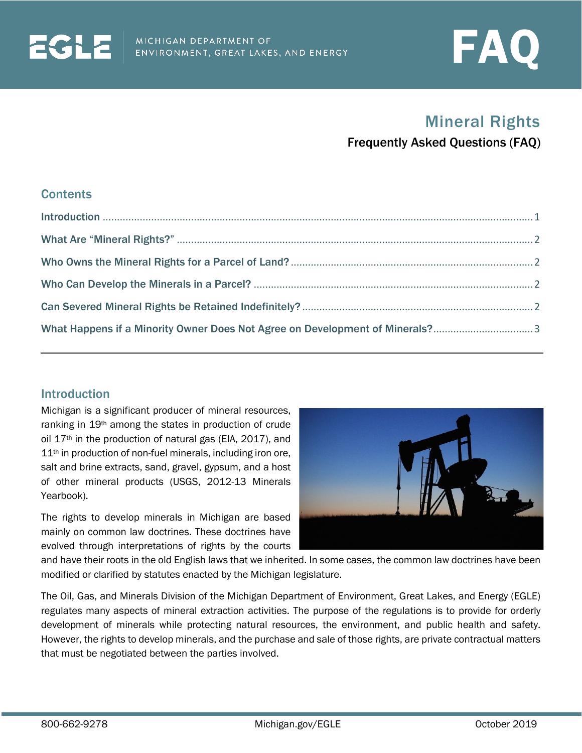EGLE MICHIGAN DEPARTMENT OF ENVIRONMENT, GREAT LAKES, AND ENERGY

FAQ

# Mineral Rights

## Frequently Asked Questions (FAQ)

### Contents

Introduction ........ 1

What Are "Mineral Rights?" ........ 2

Who Owns the Mineral Rights for a Parcel of Land? ........ 2

Who Can Develop the Minerals in a Parcel? ........ 2

Can Severed Mineral Rights be Retained Indefinitely? ........ 2

What Happens if a Minority Owner Does Not Agree on Development of Minerals? ........ 3

---

## Introduction

Michigan is a significant producer of mineral resources, ranking in 19th among the states in production of crude oil 17th in the production of natural gas (EIA, 2017), and 11th in production of non-fuel minerals, including iron ore, salt and brine extracts, sand, gravel, gypsum, and a host of other mineral products (USGS, 2012-13 Minerals Yearbook).

The rights to develop minerals in Michigan are based mainly on common law doctrines. These doctrines have evolved through interpretations of rights by the courts and have their roots in the old English laws that we inherited. In some cases, the common law doctrines have been modified or clarified by statutes enacted by the Michigan legislature.

The Oil, Gas, and Minerals Division of the Michigan Department of Environment, Great Lakes, and Energy (EGLE) regulates many aspects of mineral extraction activities. The purpose of the regulations is to provide for orderly development of minerals while protecting natural resources, the environment, and public health and safety. However, the rights to develop minerals, and the purchase and sale of those rights, are private contractual matters that must be negotiated between the parties involved.

800-662-9278 Michigan.gov/EGLE October 2019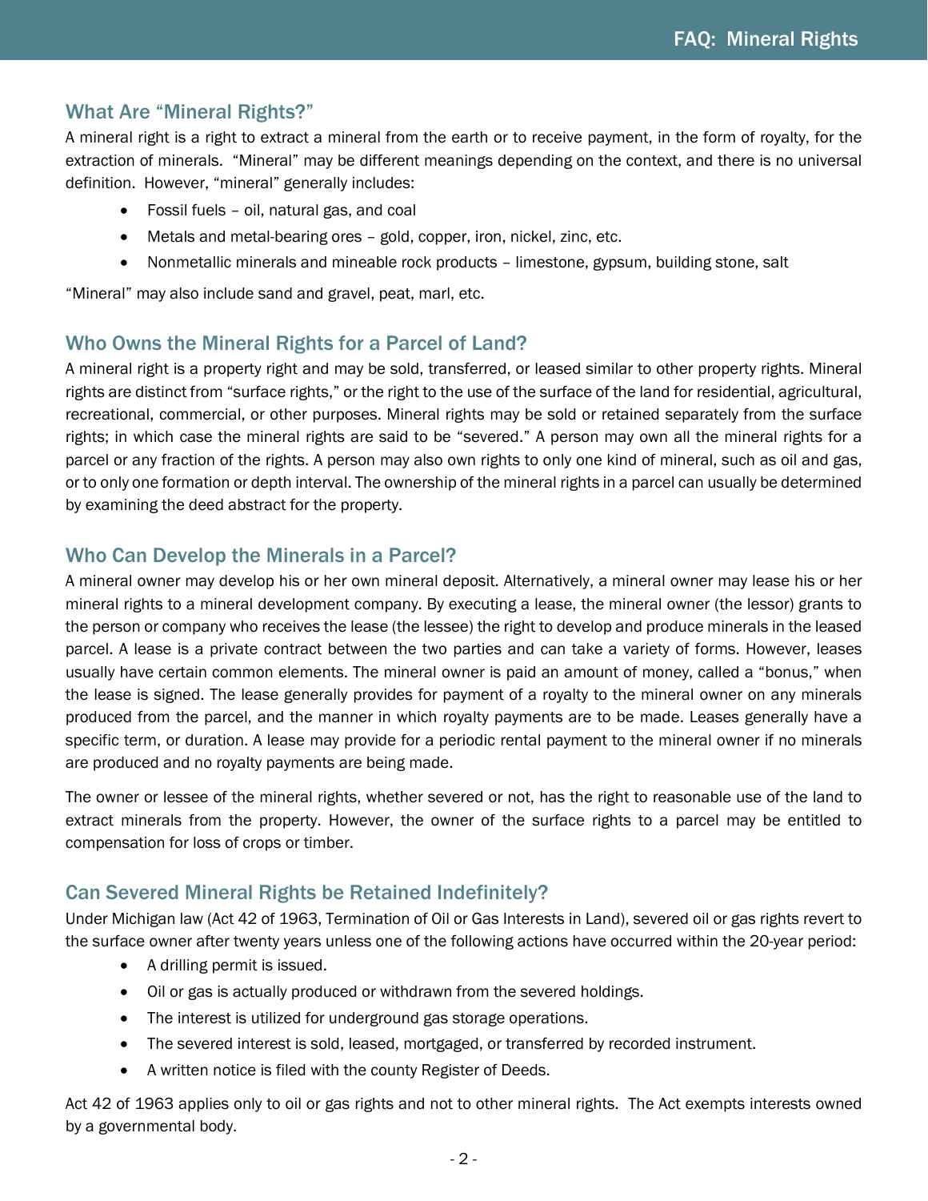## What Are "Mineral Rights?"

A mineral right is a right to extract a mineral from the earth or to receive payment, in the form of royalty, for the extraction of minerals. "Mineral" may be different meanings depending on the context, and there is no universal definition. However, "mineral" generally includes:

- Fossil fuels – oil, natural gas, and coal
- Metals and metal-bearing ores – gold, copper, iron, nickel, zinc, etc.
- Nonmetallic minerals and mineable rock products – limestone, gypsum, building stone, salt

"Mineral" may also include sand and gravel, peat, marl, etc.

## Who Owns the Mineral Rights for a Parcel of Land?

A mineral right is a property right and may be sold, transferred, or leased similar to other property rights. Mineral rights are distinct from "surface rights," or the right to the use of the surface of the land for residential, agricultural, recreational, commercial, or other purposes. Mineral rights may be sold or retained separately from the surface rights; in which case the mineral rights are said to be "severed." A person may own all the mineral rights for a parcel or any fraction of the rights. A person may also own rights to only one kind of mineral, such as oil and gas, or to only one formation or depth interval. The ownership of the mineral rights in a parcel can usually be determined by examining the deed abstract for the property.

## Who Can Develop the Minerals in a Parcel?

A mineral owner may develop his or her own mineral deposit. Alternatively, a mineral owner may lease his or her mineral rights to a mineral development company. By executing a lease, the mineral owner (the lessor) grants to the person or company who receives the lease (the lessee) the right to develop and produce minerals in the leased parcel. A lease is a private contract between the two parties and can take a variety of forms. However, leases usually have certain common elements. The mineral owner is paid an amount of money, called a "bonus," when the lease is signed. The lease generally provides for payment of a royalty to the mineral owner on any minerals produced from the parcel, and the manner in which royalty payments are to be made. Leases generally have a specific term, or duration. A lease may provide for a periodic rental payment to the mineral owner if no minerals are produced and no royalty payments are being made.

The owner or lessee of the mineral rights, whether severed or not, has the right to reasonable use of the land to extract minerals from the property. However, the owner of the surface rights to a parcel may be entitled to compensation for loss of crops or timber.

## Can Severed Mineral Rights be Retained Indefinitely?

Under Michigan law (Act 42 of 1963, Termination of Oil or Gas Interests in Land), severed oil or gas rights revert to the surface owner after twenty years unless one of the following actions have occurred within the 20-year period:

- A drilling permit is issued.
- Oil or gas is actually produced or withdrawn from the severed holdings.
- The interest is utilized for underground gas storage operations.
- The severed interest is sold, leased, mortgaged, or transferred by recorded instrument.
- A written notice is filed with the county Register of Deeds.

Act 42 of 1963 applies only to oil or gas rights and not to other mineral rights. The Act exempts interests owned by a governmental body.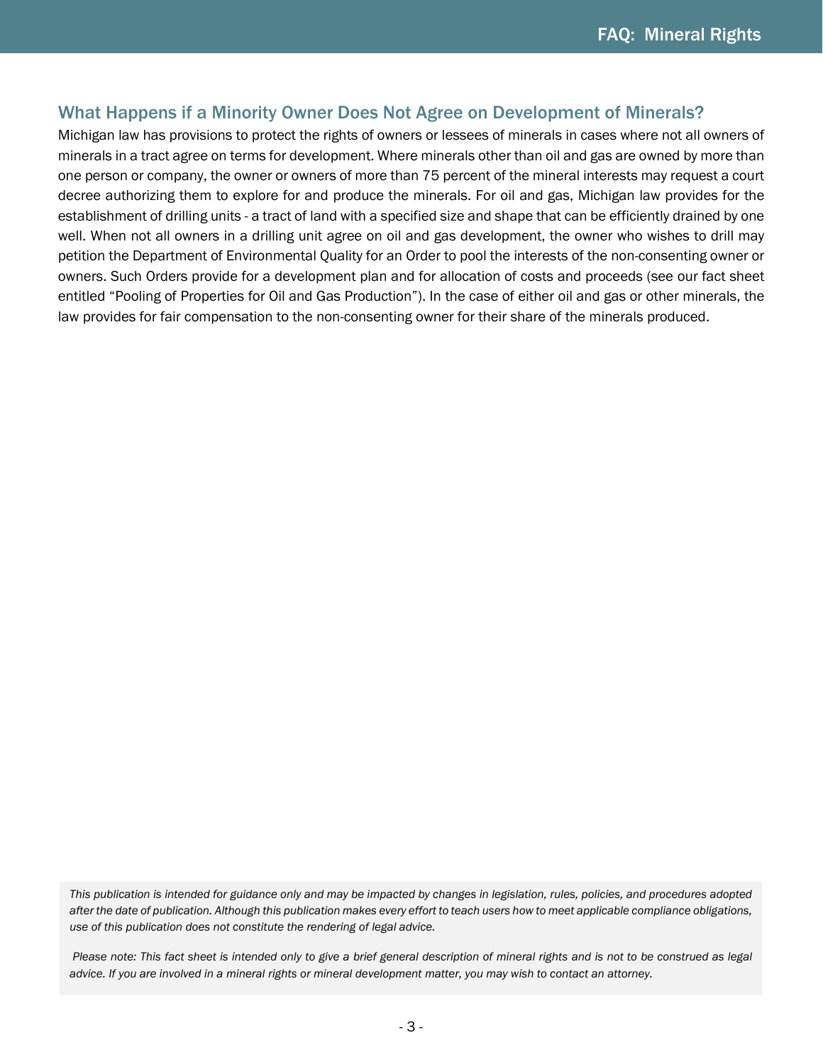## What Happens if a Minority Owner Does Not Agree on Development of Minerals?

Michigan law has provisions to protect the rights of owners or lessees of minerals in cases where not all owners of minerals in a tract agree on terms for development. Where minerals other than oil and gas are owned by more than one person or company, the owner or owners of more than 75 percent of the mineral interests may request a court decree authorizing them to explore for and produce the minerals. For oil and gas, Michigan law provides for the establishment of drilling units - a tract of land with a specified size and shape that can be efficiently drained by one well. When not all owners in a drilling unit agree on oil and gas development, the owner who wishes to drill may petition the Department of Environmental Quality for an Order to pool the interests of the non-consenting owner or owners. Such Orders provide for a development plan and for allocation of costs and proceeds (see our fact sheet entitled "Pooling of Properties for Oil and Gas Production"). In the case of either oil and gas or other minerals, the law provides for fair compensation to the non-consenting owner for their share of the minerals produced.

*This publication is intended for guidance only and may be impacted by changes in legislation, rules, policies, and procedures adopted after the date of publication. Although this publication makes every effort to teach users how to meet applicable compliance obligations, use of this publication does not constitute the rendering of legal advice.*

*Please note: This fact sheet is intended only to give a brief general description of mineral rights and is not to be construed as legal advice. If you are involved in a mineral rights or mineral development matter, you may wish to contact an attorney.*